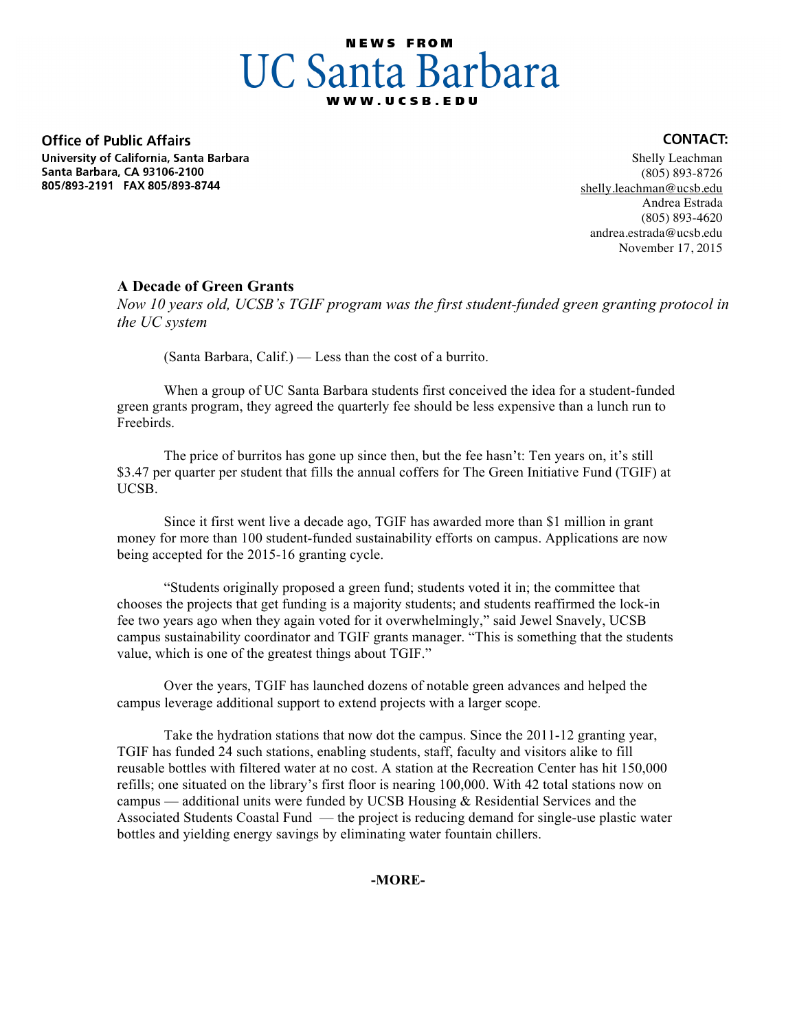**NEWS FROM**

# UC Santa Barbara

**WWW.UCSB.EDU**

**Office of Public Affairs**
**University of California, Santa Barbara**
**Santa Barbara, CA 93106-2100**
**805/893-2191 FAX 805/893-8744**

**CONTACT:**
Shelly Leachman
(805) 893-8726
shelly.leachman@ucsb.edu
Andrea Estrada
(805) 893-4620
andrea.estrada@ucsb.edu
November 17, 2015

## A Decade of Green Grants

*Now 10 years old, UCSB's TGIF program was the first student-funded green granting protocol in the UC system*

(Santa Barbara, Calif.) — Less than the cost of a burrito.

When a group of UC Santa Barbara students first conceived the idea for a student-funded green grants program, they agreed the quarterly fee should be less expensive than a lunch run to Freebirds.

The price of burritos has gone up since then, but the fee hasn't: Ten years on, it's still $3.47 per quarter per student that fills the annual coffers for The Green Initiative Fund (TGIF) at UCSB.

Since it first went live a decade ago, TGIF has awarded more than $1 million in grant money for more than 100 student-funded sustainability efforts on campus. Applications are now being accepted for the 2015-16 granting cycle.

"Students originally proposed a green fund; students voted it in; the committee that chooses the projects that get funding is a majority students; and students reaffirmed the lock-in fee two years ago when they again voted for it overwhelmingly," said Jewel Snavely, UCSB campus sustainability coordinator and TGIF grants manager. "This is something that the students value, which is one of the greatest things about TGIF."

Over the years, TGIF has launched dozens of notable green advances and helped the campus leverage additional support to extend projects with a larger scope.

Take the hydration stations that now dot the campus. Since the 2011-12 granting year, TGIF has funded 24 such stations, enabling students, staff, faculty and visitors alike to fill reusable bottles with filtered water at no cost. A station at the Recreation Center has hit 150,000 refills; one situated on the library's first floor is nearing 100,000. With 42 total stations now on campus — additional units were funded by UCSB Housing & Residential Services and the Associated Students Coastal Fund — the project is reducing demand for single-use plastic water bottles and yielding energy savings by eliminating water fountain chillers.

**-MORE-**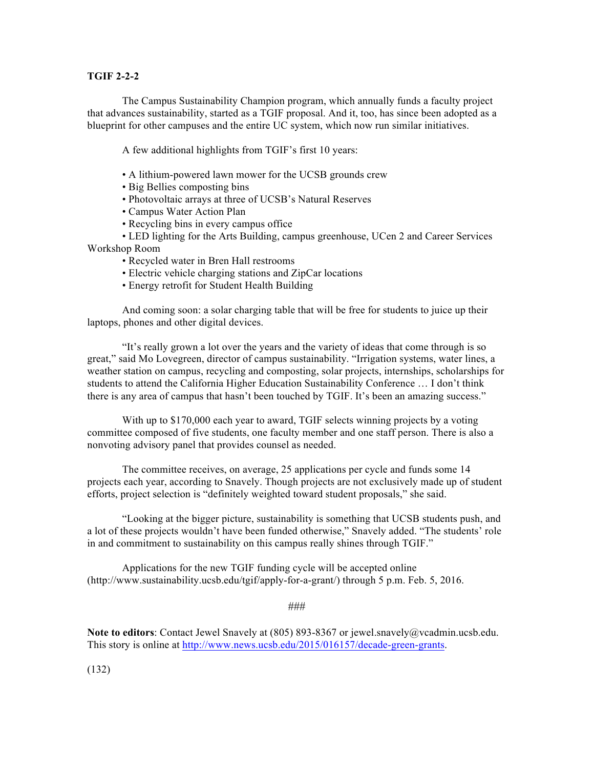**TGIF 2-2-2**

The Campus Sustainability Champion program, which annually funds a faculty project that advances sustainability, started as a TGIF proposal. And it, too, has since been adopted as a blueprint for other campuses and the entire UC system, which now run similar initiatives.

A few additional highlights from TGIF's first 10 years:

- A lithium-powered lawn mower for the UCSB grounds crew
- Big Bellies composting bins
- Photovoltaic arrays at three of UCSB's Natural Reserves
- Campus Water Action Plan
- Recycling bins in every campus office
- LED lighting for the Arts Building, campus greenhouse, UCen 2 and Career Services Workshop Room
- Recycled water in Bren Hall restrooms
- Electric vehicle charging stations and ZipCar locations
- Energy retrofit for Student Health Building

And coming soon: a solar charging table that will be free for students to juice up their laptops, phones and other digital devices.

"It's really grown a lot over the years and the variety of ideas that come through is so great," said Mo Lovegreen, director of campus sustainability. "Irrigation systems, water lines, a weather station on campus, recycling and composting, solar projects, internships, scholarships for students to attend the California Higher Education Sustainability Conference … I don't think there is any area of campus that hasn't been touched by TGIF. It's been an amazing success."

With up to $170,000 each year to award, TGIF selects winning projects by a voting committee composed of five students, one faculty member and one staff person. There is also a nonvoting advisory panel that provides counsel as needed.

The committee receives, on average, 25 applications per cycle and funds some 14 projects each year, according to Snavely. Though projects are not exclusively made up of student efforts, project selection is "definitely weighted toward student proposals," she said.

"Looking at the bigger picture, sustainability is something that UCSB students push, and a lot of these projects wouldn't have been funded otherwise," Snavely added. "The students' role in and commitment to sustainability on this campus really shines through TGIF."

Applications for the new TGIF funding cycle will be accepted online (http://www.sustainability.ucsb.edu/tgif/apply-for-a-grant/) through 5 p.m. Feb. 5, 2016.

###

**Note to editors**: Contact Jewel Snavely at (805) 893-8367 or jewel.snavely@vcadmin.ucsb.edu. This story is online at http://www.news.ucsb.edu/2015/016157/decade-green-grants.

(132)